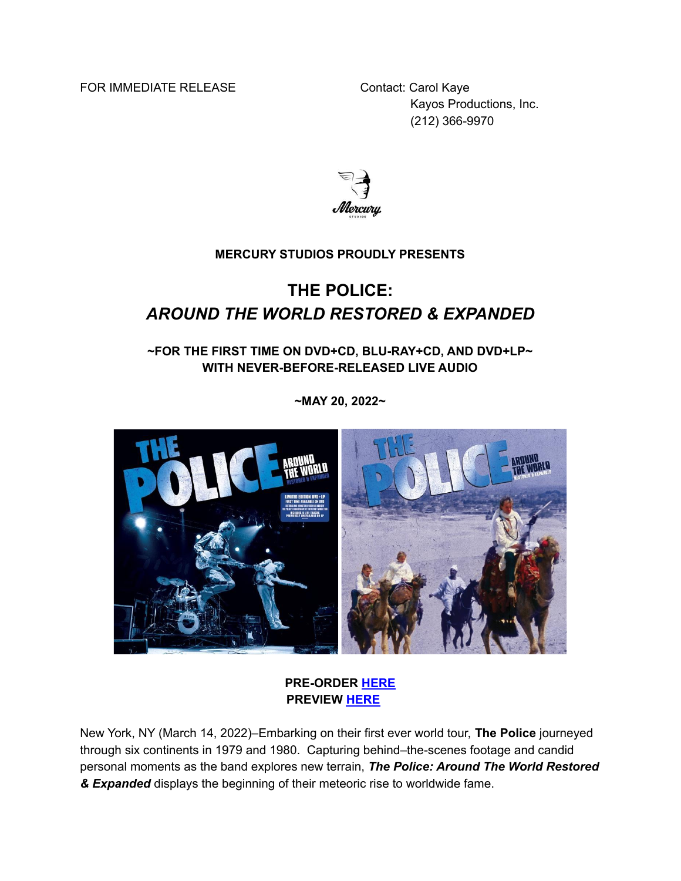FOR IMMEDIATE RELEASE

Contact: Carol Kaye
Kayos Productions, Inc.
(212) 366-9970

**MERCURY STUDIOS PROUDLY PRESENTS**

# THE POLICE:
# *AROUND THE WORLD RESTORED & EXPANDED*

**~FOR THE FIRST TIME ON DVD+CD, BLU-RAY+CD, AND DVD+LP~**
**WITH NEVER-BEFORE-RELEASED LIVE AUDIO**

**~MAY 20, 2022~**

**PRE-ORDER HERE**
**PREVIEW HERE**

New York, NY (March 14, 2022)–Embarking on their first ever world tour, **The Police** journeyed through six continents in 1979 and 1980. Capturing behind–the-scenes footage and candid personal moments as the band explores new terrain, ***The Police: Around The World Restored & Expanded*** displays the beginning of their meteoric rise to worldwide fame.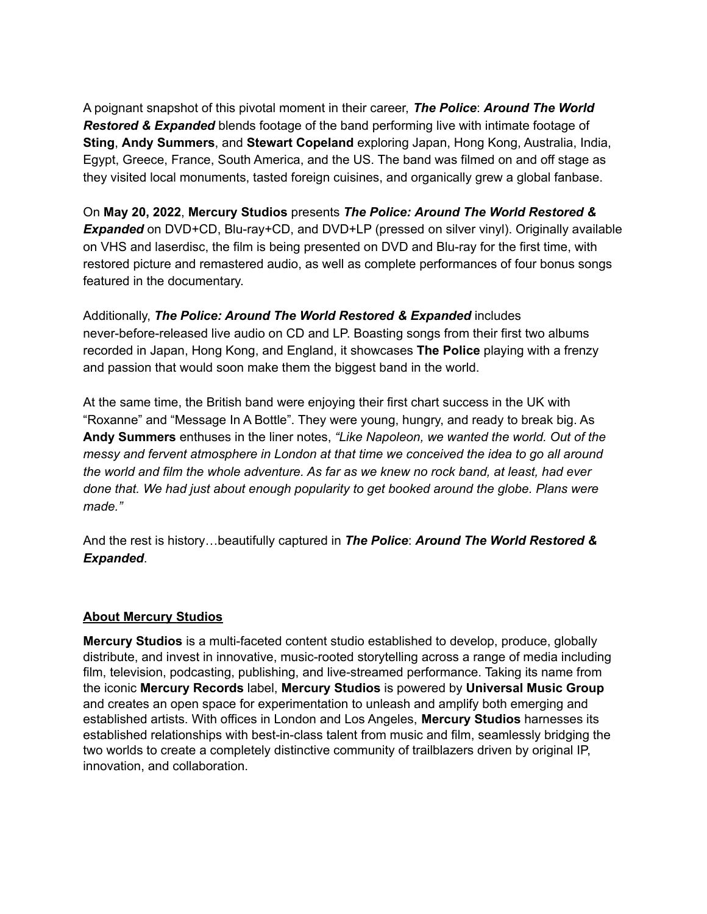A poignant snapshot of this pivotal moment in their career, ***The Police***: ***Around The World Restored & Expanded*** blends footage of the band performing live with intimate footage of **Sting**, **Andy Summers**, and **Stewart Copeland** exploring Japan, Hong Kong, Australia, India, Egypt, Greece, France, South America, and the US. The band was filmed on and off stage as they visited local monuments, tasted foreign cuisines, and organically grew a global fanbase.

On **May 20, 2022**, **Mercury Studios** presents ***The Police: Around The World Restored & Expanded*** on DVD+CD, Blu-ray+CD, and DVD+LP (pressed on silver vinyl). Originally available on VHS and laserdisc, the film is being presented on DVD and Blu-ray for the first time, with restored picture and remastered audio, as well as complete performances of four bonus songs featured in the documentary.

Additionally, ***The Police: Around The World Restored & Expanded*** includes never-before-released live audio on CD and LP. Boasting songs from their first two albums recorded in Japan, Hong Kong, and England, it showcases **The Police** playing with a frenzy and passion that would soon make them the biggest band in the world.

At the same time, the British band were enjoying their first chart success in the UK with "Roxanne" and "Message In A Bottle". They were young, hungry, and ready to break big. As **Andy Summers** enthuses in the liner notes, *"Like Napoleon, we wanted the world. Out of the messy and fervent atmosphere in London at that time we conceived the idea to go all around the world and film the whole adventure. As far as we knew no rock band, at least, had ever done that. We had just about enough popularity to get booked around the globe. Plans were made."*

And the rest is history…beautifully captured in ***The Police***: ***Around The World Restored & Expanded***.

**<u>About Mercury Studios</u>**

**Mercury Studios** is a multi-faceted content studio established to develop, produce, globally distribute, and invest in innovative, music-rooted storytelling across a range of media including film, television, podcasting, publishing, and live-streamed performance. Taking its name from the iconic **Mercury Records** label, **Mercury Studios** is powered by **Universal Music Group** and creates an open space for experimentation to unleash and amplify both emerging and established artists. With offices in London and Los Angeles, **Mercury Studios** harnesses its established relationships with best-in-class talent from music and film, seamlessly bridging the two worlds to create a completely distinctive community of trailblazers driven by original IP, innovation, and collaboration.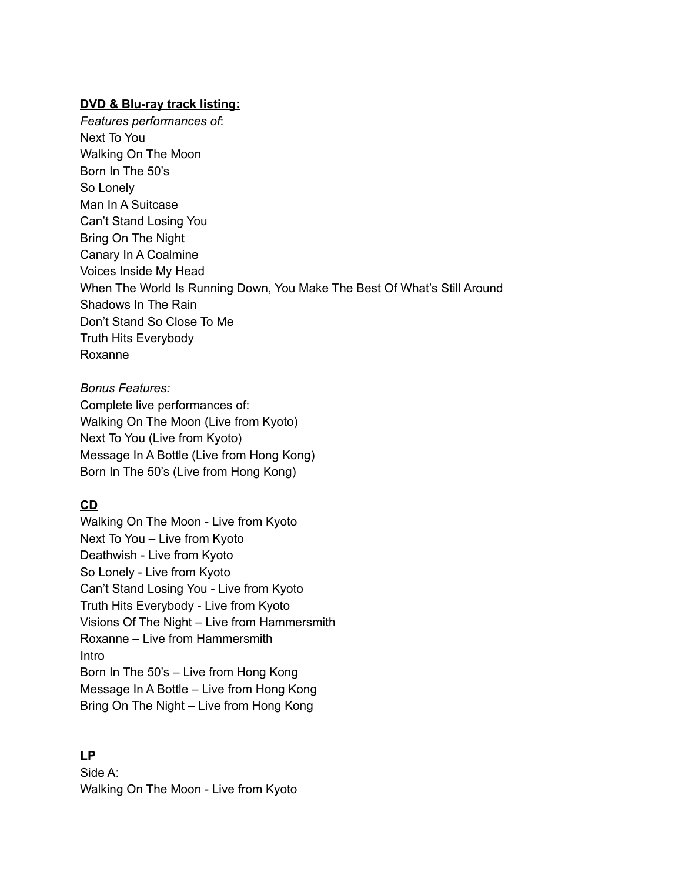**DVD & Blu-ray track listing:**

*Features performances of*:

Next To You
Walking On The Moon
Born In The 50's
So Lonely
Man In A Suitcase
Can't Stand Losing You
Bring On The Night
Canary In A Coalmine
Voices Inside My Head
When The World Is Running Down, You Make The Best Of What's Still Around
Shadows In The Rain
Don't Stand So Close To Me
Truth Hits Everybody
Roxanne

*Bonus Features:*

Complete live performances of:
Walking On The Moon (Live from Kyoto)
Next To You (Live from Kyoto)
Message In A Bottle (Live from Hong Kong)
Born In The 50's (Live from Hong Kong)

**CD**

Walking On The Moon - Live from Kyoto
Next To You – Live from Kyoto
Deathwish - Live from Kyoto
So Lonely - Live from Kyoto
Can't Stand Losing You - Live from Kyoto
Truth Hits Everybody - Live from Kyoto
Visions Of The Night – Live from Hammersmith
Roxanne – Live from Hammersmith
Intro
Born In The 50's – Live from Hong Kong
Message In A Bottle – Live from Hong Kong
Bring On The Night – Live from Hong Kong

**LP**

Side A:
Walking On The Moon - Live from Kyoto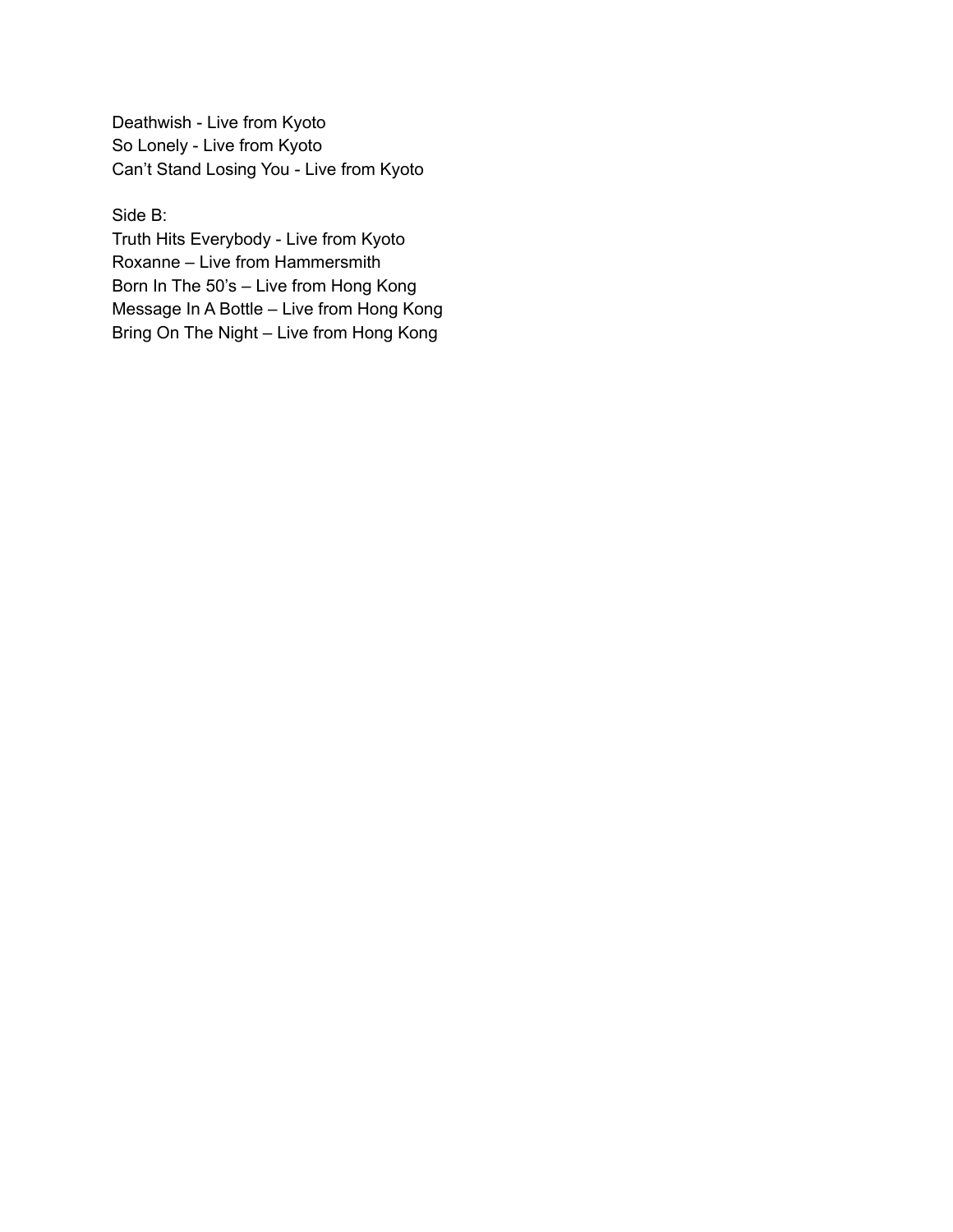Deathwish - Live from Kyoto
So Lonely - Live from Kyoto
Can't Stand Losing You - Live from Kyoto

Side B:
Truth Hits Everybody - Live from Kyoto
Roxanne – Live from Hammersmith
Born In The 50's – Live from Hong Kong
Message In A Bottle – Live from Hong Kong
Bring On The Night – Live from Hong Kong